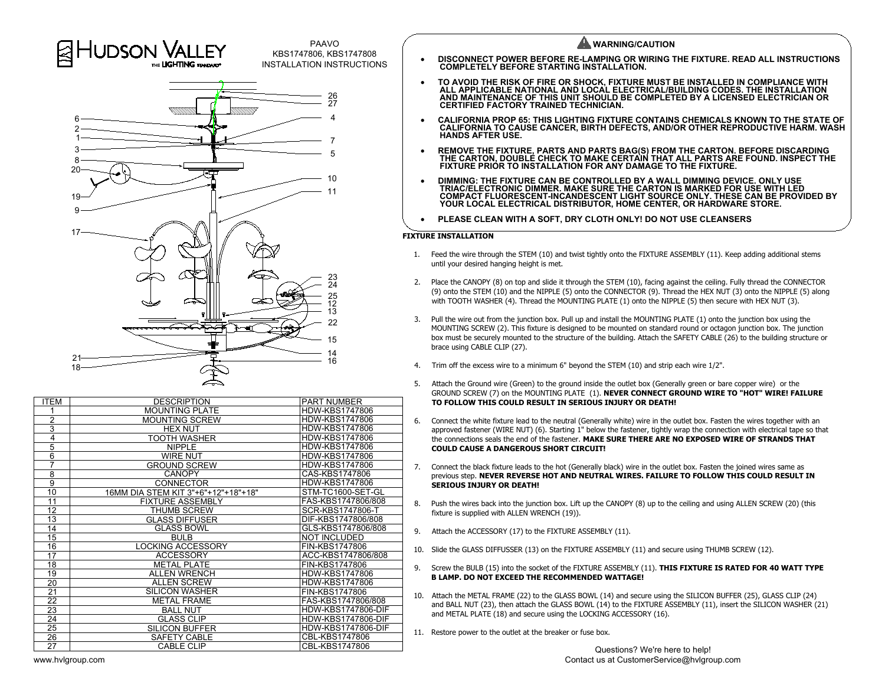# HUDSON VALLEY

THE LIGHTING STANDARD®

PAAVO
KBS1747806, KBS1747808
INSTALLATION INSTRUCTIONS

| ITEM | DESCRIPTION | PART NUMBER |
|---|---|---|
| 1 | MOUNTING PLATE | HDW-KBS1747806 |
| 2 | MOUNTING SCREW | HDW-KBS1747806 |
| 3 | HEX NUT | HDW-KBS1747806 |
| 4 | TOOTH WASHER | HDW-KBS1747806 |
| 5 | NIPPLE | HDW-KBS1747806 |
| 6 | WIRE NUT | HDW-KBS1747806 |
| 7 | GROUND SCREW | HDW-KBS1747806 |
| 8 | CANOPY | CAS-KBS1747806 |
| 9 | CONNECTOR | HDW-KBS1747806 |
| 10 | 16MM DIA STEM KIT 3"+6"+12"+18"+18" | STM-TC1600-SET-GL |
| 11 | FIXTURE ASSEMBLY | FAS-KBS1747806/808 |
| 12 | THUMB SCREW | SCR-KBS1747806-T |
| 13 | GLASS DIFFUSER | DIF-KBS1747806/808 |
| 14 | GLASS BOWL | GLS-KBS1747806/808 |
| 15 | BULB | NOT INCLUDED |
| 16 | LOCKING ACCESSORY | FIN-KBS1747806 |
| 17 | ACCESSORY | ACC-KBS1747806/808 |
| 18 | METAL PLATE | FIN-KBS1747806 |
| 19 | ALLEN WRENCH | HDW-KBS1747806 |
| 20 | ALLEN SCREW | HDW-KBS1747806 |
| 21 | SILICON WASHER | FIN-KBS1747806 |
| 22 | METAL FRAME | FAS-KBS1747806/808 |
| 23 | BALL NUT | HDW-KBS1747806-DIF |
| 24 | GLASS CLIP | HDW-KBS1747806-DIF |
| 25 | SILICON BUFFER | HDW-KBS1747806-DIF |
| 26 | SAFETY CABLE | CBL-KBS1747806 |
| 27 | CABLE CLIP | CBL-KBS1747806 |

www.hvlgroup.com

## WARNING/CAUTION

- **DISCONNECT POWER BEFORE RE-LAMPING OR WIRING THE FIXTURE. READ ALL INSTRUCTIONS COMPLETELY BEFORE STARTING INSTALLATION.**
- **TO AVOID THE RISK OF FIRE OR SHOCK, FIXTURE MUST BE INSTALLED IN COMPLIANCE WITH ALL APPLICABLE NATIONAL AND LOCAL ELECTRICAL/BUILDING CODES. THE INSTALLATION AND MAINTENANCE OF THIS UNIT SHOULD BE COMPLETED BY A LICENSED ELECTRICIAN OR CERTIFIED FACTORY TRAINED TECHNICIAN.**
- **CALIFORNIA PROP 65: THIS LIGHTING FIXTURE CONTAINS CHEMICALS KNOWN TO THE STATE OF CALIFORNIA TO CAUSE CANCER, BIRTH DEFECTS, AND/OR OTHER REPRODUCTIVE HARM. WASH HANDS AFTER USE.**
- **REMOVE THE FIXTURE, PARTS AND PARTS BAG(S) FROM THE CARTON. BEFORE DISCARDING THE CARTON, DOUBLE CHECK TO MAKE CERTAIN THAT ALL PARTS ARE FOUND. INSPECT THE FIXTURE PRIOR TO INSTALLATION FOR ANY DAMAGE TO THE FIXTURE.**
- **DIMMING: THE FIXTURE CAN BE CONTROLLED BY A WALL DIMMING DEVICE. ONLY USE TRIAC/ELECTRONIC DIMMER. MAKE SURE THE CARTON IS MARKED FOR USE WITH LED COMPACT FLUORESCENT-INCANDESCENT LIGHT SOURCE ONLY. THESE CAN BE PROVIDED BY YOUR LOCAL ELECTRICAL DISTRIBUTOR, HOME CENTER, OR HARDWARE STORE.**
- **PLEASE CLEAN WITH A SOFT, DRY CLOTH ONLY! DO NOT USE CLEANSERS**

### FIXTURE INSTALLATION

1. Feed the wire through the STEM (10) and twist tightly onto the FIXTURE ASSEMBLY (11). Keep adding additional stems until your desired hanging height is met.
2. Place the CANOPY (8) on top and slide it through the STEM (10), facing against the ceiling. Fully thread the CONNECTOR (9) onto the STEM (10) and the NIPPLE (5) onto the CONNECTOR (9). Thread the HEX NUT (3) onto the NIPPLE (5) along with TOOTH WASHER (4). Thread the MOUNTING PLATE (1) onto the NIPPLE (5) then secure with HEX NUT (3).
3. Pull the wire out from the junction box. Pull up and install the MOUNTING PLATE (1) onto the junction box using the MOUNTING SCREW (2). This fixture is designed to be mounted on standard round or octagon junction box. The junction box must be securely mounted to the structure of the building. Attach the SAFETY CABLE (26) to the building structure or brace using CABLE CLIP (27).
4. Trim off the excess wire to a minimum 6" beyond the STEM (10) and strip each wire 1/2".
5. Attach the Ground wire (Green) to the ground inside the outlet box (Generally green or bare copper wire) or the GROUND SCREW (7) on the MOUNTING PLATE (1). **NEVER CONNECT GROUND WIRE TO "HOT" WIRE! FAILURE TO FOLLOW THIS COULD RESULT IN SERIOUS INJURY OR DEATH!**
6. Connect the white fixture lead to the neutral (Generally white) wire in the outlet box. Fasten the wires together with an approved fastener (WIRE NUT) (6). Starting 1" below the fastener, tightly wrap the connection with electrical tape so that the connections seals the end of the fastener. **MAKE SURE THERE ARE NO EXPOSED WIRE OF STRANDS THAT COULD CAUSE A DANGEROUS SHORT CIRCUIT!**
7. Connect the black fixture leads to the hot (Generally black) wire in the outlet box. Fasten the joined wires same as previous step. **NEVER REVERSE HOT AND NEUTRAL WIRES. FAILURE TO FOLLOW THIS COULD RESULT IN SERIOUS INJURY OR DEATH!**
8. Push the wires back into the junction box. Lift up the CANOPY (8) up to the ceiling and using ALLEN SCREW (20) (this fixture is supplied with ALLEN WRENCH (19)).
9. Attach the ACCESSORY (17) to the FIXTURE ASSEMBLY (11).
10. Slide the GLASS DIFFUSSER (13) on the FIXTURE ASSEMBLY (11) and secure using THUMB SCREW (12).
9. Screw the BULB (15) into the socket of the FIXTURE ASSEMBLY (11). **THIS FIXTURE IS RATED FOR 40 WATT TYPE B LAMP. DO NOT EXCEED THE RECOMMENDED WATTAGE!**
10. Attach the METAL FRAME (22) to the GLASS BOWL (14) and secure using the SILICON BUFFER (25), GLASS CLIP (24) and BALL NUT (23), then attach the GLASS BOWL (14) to the FIXTURE ASSEMBLY (11), insert the SILICON WASHER (21) and METAL PLATE (18) and secure using the LOCKING ACCESSORY (16).
11. Restore power to the outlet at the breaker or fuse box.

Questions? We're here to help!
Contact us at CustomerService@hvlgroup.com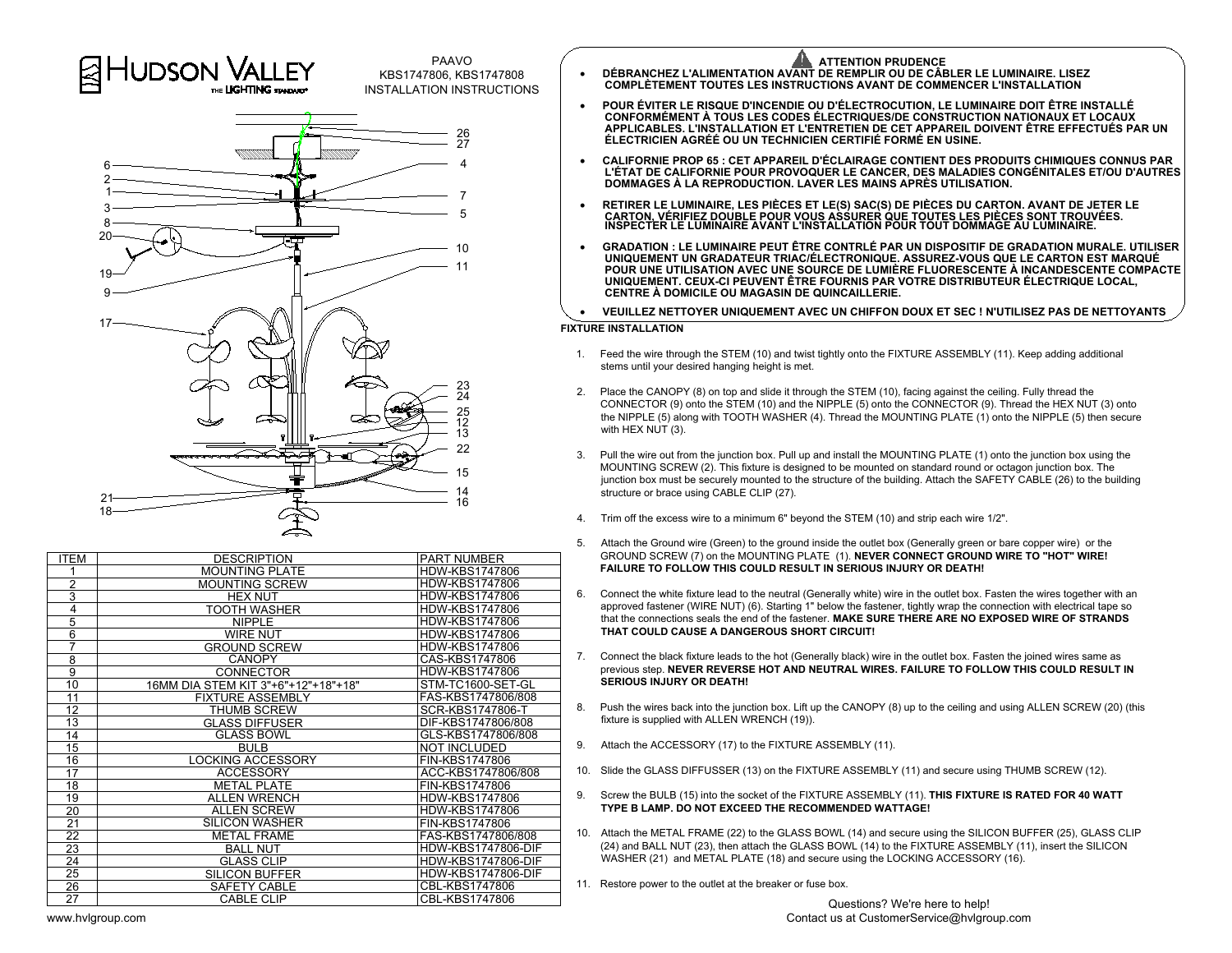# HUDSON VALLEY
THE LIGHTING STANDARD®

PAAVO
KBS1747806, KBS1747808
INSTALLATION INSTRUCTIONS

26
27
4
6
2
1
7
3
5
8
20
10
11
19
9
17
23
24
25
12
13
22
15
14
16
21
18

| ITEM | DESCRIPTION | PART NUMBER |
|---|---|---|
| 1 | MOUNTING PLATE | HDW-KBS1747806 |
| 2 | MOUNTING SCREW | HDW-KBS1747806 |
| 3 | HEX NUT | HDW-KBS1747806 |
| 4 | TOOTH WASHER | HDW-KBS1747806 |
| 5 | NIPPLE | HDW-KBS1747806 |
| 6 | WIRE NUT | HDW-KBS1747806 |
| 7 | GROUND SCREW | HDW-KBS1747806 |
| 8 | CANOPY | CAS-KBS1747806 |
| 9 | CONNECTOR | HDW-KBS1747806 |
| 10 | 16MM DIA STEM KIT 3"+6"+12"+18"+18" | STM-TC1600-SET-GL |
| 11 | FIXTURE ASSEMBLY | FAS-KBS1747806/808 |
| 12 | THUMB SCREW | SCR-KBS1747806-T |
| 13 | GLASS DIFFUSER | DIF-KBS1747806/808 |
| 14 | GLASS BOWL | GLS-KBS1747806/808 |
| 15 | BULB | NOT INCLUDED |
| 16 | LOCKING ACCESSORY | FIN-KBS1747806 |
| 17 | ACCESSORY | ACC-KBS1747806/808 |
| 18 | METAL PLATE | FIN-KBS1747806 |
| 19 | ALLEN WRENCH | HDW-KBS1747806 |
| 20 | ALLEN SCREW | HDW-KBS1747806 |
| 21 | SILICON WASHER | FIN-KBS1747806 |
| 22 | METAL FRAME | FAS-KBS1747806/808 |
| 23 | BALL NUT | HDW-KBS1747806-DIF |
| 24 | GLASS CLIP | HDW-KBS1747806-DIF |
| 25 | SILICON BUFFER | HDW-KBS1747806-DIF |
| 26 | SAFETY CABLE | CBL-KBS1747806 |
| 27 | CABLE CLIP | CBL-KBS1747806 |

www.hvlgroup.com

**⚠ ATTENTION PRUDENCE**

- **DÉBRANCHEZ L'ALIMENTATION AVANT DE REMPLIR OU DE CÂBLER LE LUMINAIRE. LISEZ COMPLÈTEMENT TOUTES LES INSTRUCTIONS AVANT DE COMMENCER L'INSTALLATION**
- **POUR ÉVITER LE RISQUE D'INCENDIE OU D'ÉLECTROCUTION, LE LUMINAIRE DOIT ÊTRE INSTALLÉ CONFORMÉMENT À TOUS LES CODES ÉLECTRIQUES/DE CONSTRUCTION NATIONAUX ET LOCAUX APPLICABLES. L'INSTALLATION ET L'ENTRETIEN DE CET APPAREIL DOIVENT ÊTRE EFFECTUÉS PAR UN ÉLECTRICIEN AGRÉÉ OU UN TECHNICIEN CERTIFIÉ FORMÉ EN USINE.**
- **CALIFORNIE PROP 65 : CET APPAREIL D'ÉCLAIRAGE CONTIENT DES PRODUITS CHIMIQUES CONNUS PAR L'ÉTAT DE CALIFORNIE POUR PROVOQUER LE CANCER, DES MALADIES CONGÉNITALES ET/OU D'AUTRES DOMMAGES À LA REPRODUCTION. LAVER LES MAINS APRÈS UTILISATION.**
- **RETIRER LE LUMINAIRE, LES PIÈCES ET LE(S) SAC(S) DE PIÈCES DU CARTON. AVANT DE JETER LE CARTON, VÉRIFIEZ DOUBLE POUR VOUS ASSURER QUE TOUTES LES PIÈCES SONT TROUVÉES. INSPECTER LE LUMINAIRE AVANT L'INSTALLATION POUR TOUT DOMMAGE AU LUMINAIRE.**
- **GRADATION : LE LUMINAIRE PEUT ÊTRE CONTRLÉ PAR UN DISPOSITIF DE GRADATION MURALE. UTILISER UNIQUEMENT UN GRADATEUR TRIAC/ÉLECTRONIQUE. ASSUREZ-VOUS QUE LE CARTON EST MARQUÉ POUR UNE UTILISATION AVEC UNE SOURCE DE LUMIÈRE FLUORESCENTE À INCANDESCENTE COMPACTE UNIQUEMENT. CEUX-CI PEUVENT ÊTRE FOURNIS PAR VOTRE DISTRIBUTEUR ÉLECTRIQUE LOCAL, CENTRE À DOMICILE OU MAGASIN DE QUINCAILLERIE.**
- **VEUILLEZ NETTOYER UNIQUEMENT AVEC UN CHIFFON DOUX ET SEC ! N'UTILISEZ PAS DE NETTOYANTS**

**FIXTURE INSTALLATION**

1. Feed the wire through the STEM (10) and twist tightly onto the FIXTURE ASSEMBLY (11). Keep adding additional stems until your desired hanging height is met.
2. Place the CANOPY (8) on top and slide it through the STEM (10), facing against the ceiling. Fully thread the CONNECTOR (9) onto the STEM (10) and the NIPPLE (5) onto the CONNECTOR (9). Thread the HEX NUT (3) onto the NIPPLE (5) along with TOOTH WASHER (4). Thread the MOUNTING PLATE (1) onto the NIPPLE (5) then secure with HEX NUT (3).
3. Pull the wire out from the junction box. Pull up and install the MOUNTING PLATE (1) onto the junction box using the MOUNTING SCREW (2). This fixture is designed to be mounted on standard round or octagon junction box. The junction box must be securely mounted to the structure of the building. Attach the SAFETY CABLE (26) to the building structure or brace using CABLE CLIP (27).
4. Trim off the excess wire to a minimum 6" beyond the STEM (10) and strip each wire 1/2".
5. Attach the Ground wire (Green) to the ground inside the outlet box (Generally green or bare copper wire) or the GROUND SCREW (7) on the MOUNTING PLATE (1). **NEVER CONNECT GROUND WIRE TO "HOT" WIRE! FAILURE TO FOLLOW THIS COULD RESULT IN SERIOUS INJURY OR DEATH!**
6. Connect the white fixture lead to the neutral (Generally white) wire in the outlet box. Fasten the wires together with an approved fastener (WIRE NUT) (6). Starting 1" below the fastener, tightly wrap the connection with electrical tape so that the connections seals the end of the fastener. **MAKE SURE THERE ARE NO EXPOSED WIRE OF STRANDS THAT COULD CAUSE A DANGEROUS SHORT CIRCUIT!**
7. Connect the black fixture leads to the hot (Generally black) wire in the outlet box. Fasten the joined wires same as previous step. **NEVER REVERSE HOT AND NEUTRAL WIRES. FAILURE TO FOLLOW THIS COULD RESULT IN SERIOUS INJURY OR DEATH!**
8. Push the wires back into the junction box. Lift up the CANOPY (8) up to the ceiling and using ALLEN SCREW (20) (this fixture is supplied with ALLEN WRENCH (19)).
9. Attach the ACCESSORY (17) to the FIXTURE ASSEMBLY (11).
10. Slide the GLASS DIFFUSSER (13) on the FIXTURE ASSEMBLY (11) and secure using THUMB SCREW (12).

9. Screw the BULB (15) into the socket of the FIXTURE ASSEMBLY (11). **THIS FIXTURE IS RATED FOR 40 WATT TYPE B LAMP. DO NOT EXCEED THE RECOMMENDED WATTAGE!**
10. Attach the METAL FRAME (22) to the GLASS BOWL (14) and secure using the SILICON BUFFER (25), GLASS CLIP (24) and BALL NUT (23), then attach the GLASS BOWL (14) to the FIXTURE ASSEMBLY (11), insert the SILICON WASHER (21) and METAL PLATE (18) and secure using the LOCKING ACCESSORY (16).
11. Restore power to the outlet at the breaker or fuse box.

Questions? We're here to help!
Contact us at CustomerService@hvlgroup.com